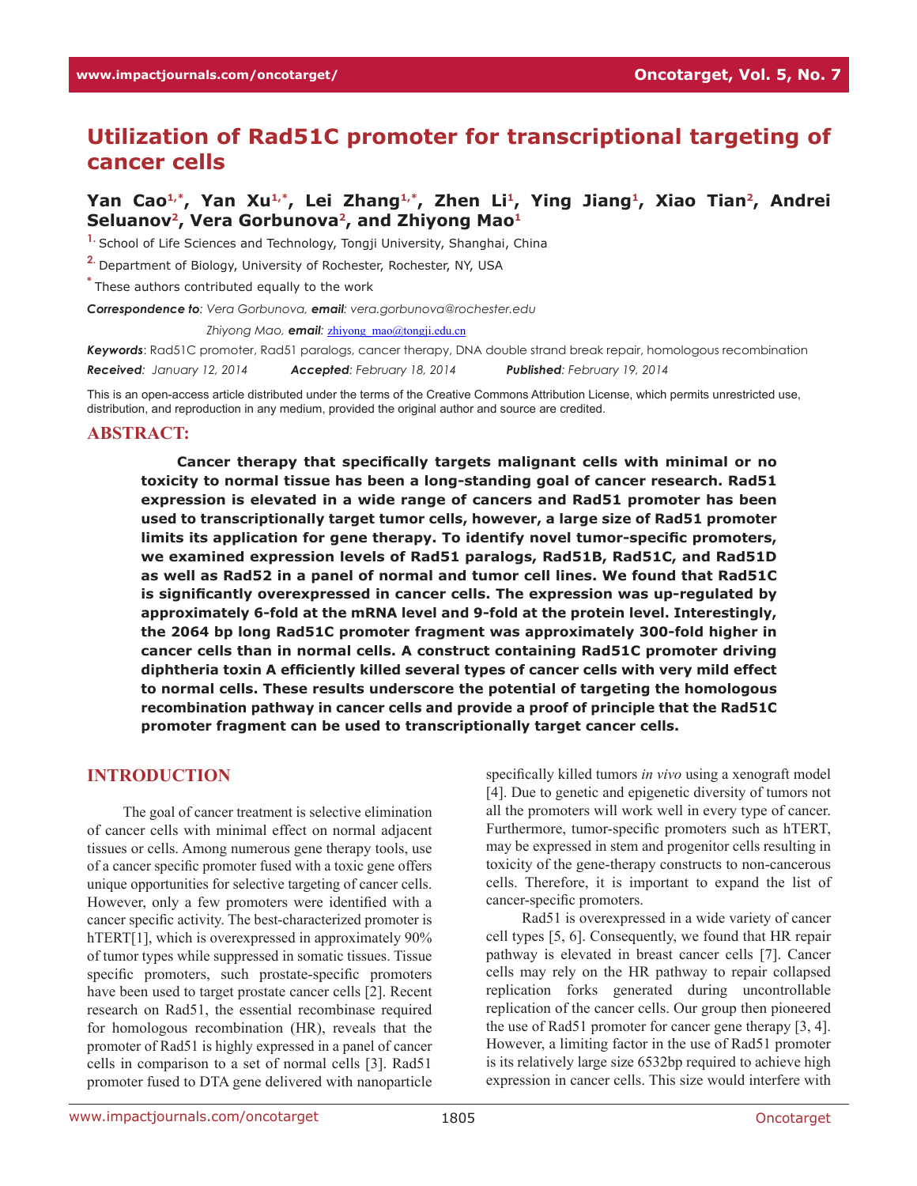# Utilization of Rad51C promoter for transcriptional targeting of cancer cells

**Yan Cao[1,*], Yan Xu[1,*], Lei Zhang[1,*], Zhen Li[1], Ying Jiang[1], Xiao Tian[2], Andrei Seluanov[2], Vera Gorbunova[2], and Zhiyong Mao[1]**

[1] School of Life Sciences and Technology, Tongji University, Shanghai, China

[2] Department of Biology, University of Rochester, Rochester, NY, USA

[*] These authors contributed equally to the work

***Correspondence to****: Vera Gorbunova,* ***email****: vera.gorbunova@rochester.edu*

*Zhiyong Mao,* ***email****: zhiyong_mao@tongji.edu.cn*

***Keywords***: Rad51C promoter, Rad51 paralogs, cancer therapy, DNA double strand break repair, homologous recombination

***Received****: January 12, 2014* ***Accepted****: February 18, 2014* ***Published****: February 19, 2014*

This is an open-access article distributed under the terms of the Creative Commons Attribution License, which permits unrestricted use, distribution, and reproduction in any medium, provided the original author and source are credited.

## ABSTRACT:

**Cancer therapy that specifically targets malignant cells with minimal or no toxicity to normal tissue has been a long-standing goal of cancer research. Rad51 expression is elevated in a wide range of cancers and Rad51 promoter has been used to transcriptionally target tumor cells, however, a large size of Rad51 promoter limits its application for gene therapy. To identify novel tumor-specific promoters, we examined expression levels of Rad51 paralogs, Rad51B, Rad51C, and Rad51D as well as Rad52 in a panel of normal and tumor cell lines. We found that Rad51C is significantly overexpressed in cancer cells. The expression was up-regulated by approximately 6-fold at the mRNA level and 9-fold at the protein level. Interestingly, the 2064 bp long Rad51C promoter fragment was approximately 300-fold higher in cancer cells than in normal cells. A construct containing Rad51C promoter driving diphtheria toxin A efficiently killed several types of cancer cells with very mild effect to normal cells. These results underscore the potential of targeting the homologous recombination pathway in cancer cells and provide a proof of principle that the Rad51C promoter fragment can be used to transcriptionally target cancer cells.**

## INTRODUCTION

The goal of cancer treatment is selective elimination of cancer cells with minimal effect on normal adjacent tissues or cells. Among numerous gene therapy tools, use of a cancer specific promoter fused with a toxic gene offers unique opportunities for selective targeting of cancer cells. However, only a few promoters were identified with a cancer specific activity. The best-characterized promoter is hTERT[1], which is overexpressed in approximately 90% of tumor types while suppressed in somatic tissues. Tissue specific promoters, such prostate-specific promoters have been used to target prostate cancer cells [2]. Recent research on Rad51, the essential recombinase required for homologous recombination (HR), reveals that the promoter of Rad51 is highly expressed in a panel of cancer cells in comparison to a set of normal cells [3]. Rad51 promoter fused to DTA gene delivered with nanoparticle specifically killed tumors *in vivo* using a xenograft model [4]. Due to genetic and epigenetic diversity of tumors not all the promoters will work well in every type of cancer. Furthermore, tumor-specific promoters such as hTERT, may be expressed in stem and progenitor cells resulting in toxicity of the gene-therapy constructs to non-cancerous cells. Therefore, it is important to expand the list of cancer-specific promoters.

Rad51 is overexpressed in a wide variety of cancer cell types [5, 6]. Consequently, we found that HR repair pathway is elevated in breast cancer cells [7]. Cancer cells may rely on the HR pathway to repair collapsed replication forks generated during uncontrollable replication of the cancer cells. Our group then pioneered the use of Rad51 promoter for cancer gene therapy [3, 4]. However, a limiting factor in the use of Rad51 promoter is its relatively large size 6532bp required to achieve high expression in cancer cells. This size would interfere with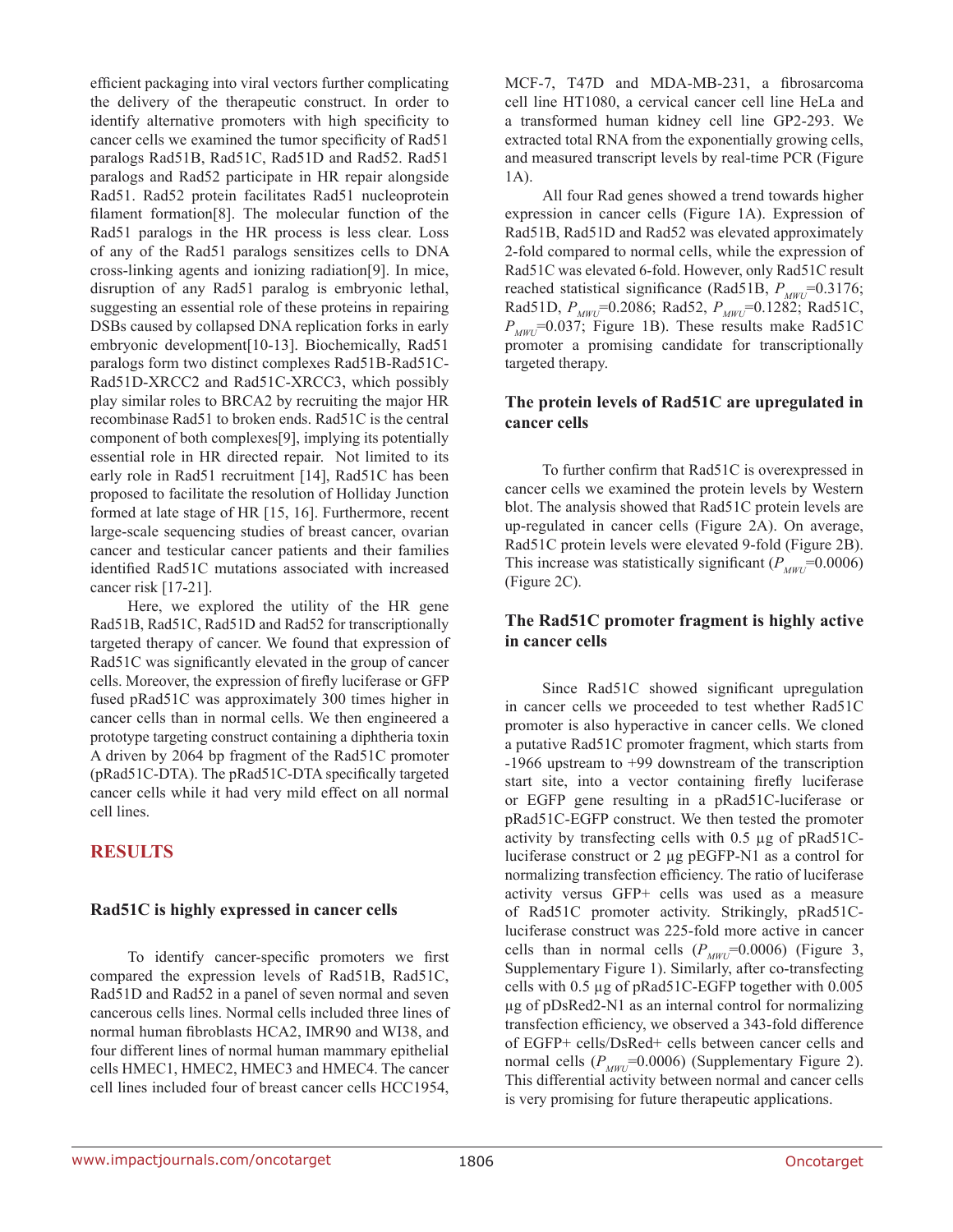efficient packaging into viral vectors further complicating the delivery of the therapeutic construct. In order to identify alternative promoters with high specificity to cancer cells we examined the tumor specificity of Rad51 paralogs Rad51B, Rad51C, Rad51D and Rad52. Rad51 paralogs and Rad52 participate in HR repair alongside Rad51. Rad52 protein facilitates Rad51 nucleoprotein filament formation[8]. The molecular function of the Rad51 paralogs in the HR process is less clear. Loss of any of the Rad51 paralogs sensitizes cells to DNA cross-linking agents and ionizing radiation[9]. In mice, disruption of any Rad51 paralog is embryonic lethal, suggesting an essential role of these proteins in repairing DSBs caused by collapsed DNA replication forks in early embryonic development[10-13]. Biochemically, Rad51 paralogs form two distinct complexes Rad51B-Rad51C-Rad51D-XRCC2 and Rad51C-XRCC3, which possibly play similar roles to BRCA2 by recruiting the major HR recombinase Rad51 to broken ends. Rad51C is the central component of both complexes[9], implying its potentially essential role in HR directed repair. Not limited to its early role in Rad51 recruitment [14], Rad51C has been proposed to facilitate the resolution of Holliday Junction formed at late stage of HR [15, 16]. Furthermore, recent large-scale sequencing studies of breast cancer, ovarian cancer and testicular cancer patients and their families identified Rad51C mutations associated with increased cancer risk [17-21].

Here, we explored the utility of the HR gene Rad51B, Rad51C, Rad51D and Rad52 for transcriptionally targeted therapy of cancer. We found that expression of Rad51C was significantly elevated in the group of cancer cells. Moreover, the expression of firefly luciferase or GFP fused pRad51C was approximately 300 times higher in cancer cells than in normal cells. We then engineered a prototype targeting construct containing a diphtheria toxin A driven by 2064 bp fragment of the Rad51C promoter (pRad51C-DTA). The pRad51C-DTA specifically targeted cancer cells while it had very mild effect on all normal cell lines.

## RESULTS

### Rad51C is highly expressed in cancer cells

To identify cancer-specific promoters we first compared the expression levels of Rad51B, Rad51C, Rad51D and Rad52 in a panel of seven normal and seven cancerous cells lines. Normal cells included three lines of normal human fibroblasts HCA2, IMR90 and WI38, and four different lines of normal human mammary epithelial cells HMEC1, HMEC2, HMEC3 and HMEC4. The cancer cell lines included four of breast cancer cells HCC1954, MCF-7, T47D and MDA-MB-231, a fibrosarcoma cell line HT1080, a cervical cancer cell line HeLa and a transformed human kidney cell line GP2-293. We extracted total RNA from the exponentially growing cells, and measured transcript levels by real-time PCR (Figure 1A).

All four Rad genes showed a trend towards higher expression in cancer cells (Figure 1A). Expression of Rad51B, Rad51D and Rad52 was elevated approximately 2-fold compared to normal cells, while the expression of Rad51C was elevated 6-fold. However, only Rad51C result reached statistical significance (Rad51B, $P_{MWU}$=0.3176; Rad51D, $P_{MWU}$=0.2086; Rad52, $P_{MWU}$=0.1282; Rad51C, $P_{MWU}$=0.037; Figure 1B). These results make Rad51C promoter a promising candidate for transcriptionally targeted therapy.

### The protein levels of Rad51C are upregulated in cancer cells

To further confirm that Rad51C is overexpressed in cancer cells we examined the protein levels by Western blot. The analysis showed that Rad51C protein levels are up-regulated in cancer cells (Figure 2A). On average, Rad51C protein levels were elevated 9-fold (Figure 2B). This increase was statistically significant ($P_{MWU}$=0.0006) (Figure 2C).

### The Rad51C promoter fragment is highly active in cancer cells

Since Rad51C showed significant upregulation in cancer cells we proceeded to test whether Rad51C promoter is also hyperactive in cancer cells. We cloned a putative Rad51C promoter fragment, which starts from -1966 upstream to +99 downstream of the transcription start site, into a vector containing firefly luciferase or EGFP gene resulting in a pRad51C-luciferase or pRad51C-EGFP construct. We then tested the promoter activity by transfecting cells with 0.5 µg of pRad51C-luciferase construct or 2 µg pEGFP-N1 as a control for normalizing transfection efficiency. The ratio of luciferase activity versus GFP+ cells was used as a measure of Rad51C promoter activity. Strikingly, pRad51C-luciferase construct was 225-fold more active in cancer cells than in normal cells ($P_{MWU}$=0.0006) (Figure 3, Supplementary Figure 1). Similarly, after co-transfecting cells with 0.5 µg of pRad51C-EGFP together with 0.005 µg of pDsRed2-N1 as an internal control for normalizing transfection efficiency, we observed a 343-fold difference of EGFP+ cells/DsRed+ cells between cancer cells and normal cells ($P_{MWU}$=0.0006) (Supplementary Figure 2). This differential activity between normal and cancer cells is very promising for future therapeutic applications.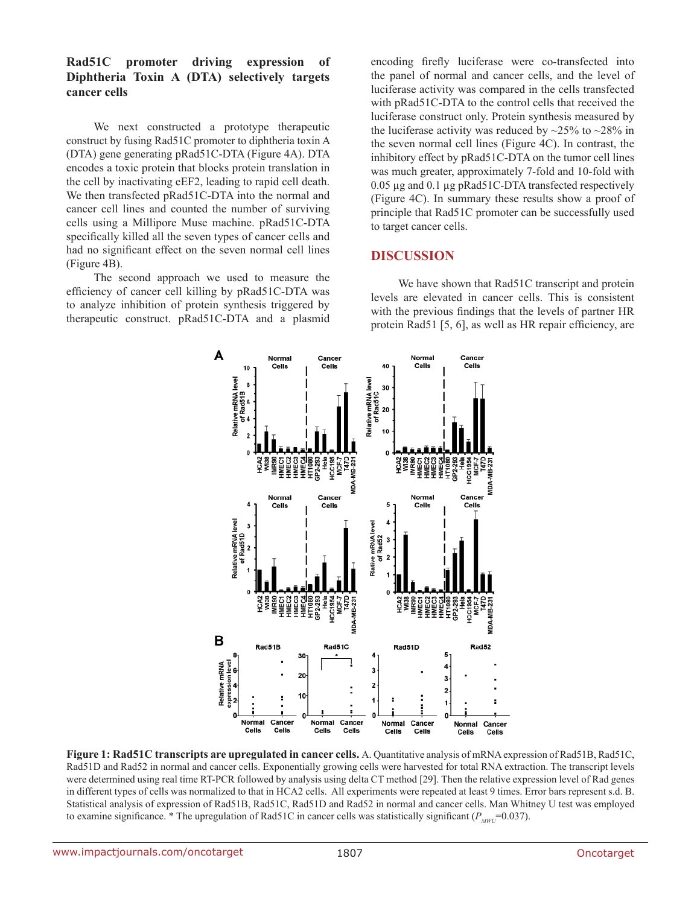### Rad51C promoter driving expression of Diphtheria Toxin A (DTA) selectively targets cancer cells

We next constructed a prototype therapeutic construct by fusing Rad51C promoter to diphtheria toxin A (DTA) gene generating pRad51C-DTA (Figure 4A). DTA encodes a toxic protein that blocks protein translation in the cell by inactivating eEF2, leading to rapid cell death. We then transfected pRad51C-DTA into the normal and cancer cell lines and counted the number of surviving cells using a Millipore Muse machine. pRad51C-DTA specifically killed all the seven types of cancer cells and had no significant effect on the seven normal cell lines (Figure 4B).

The second approach we used to measure the efficiency of cancer cell killing by pRad51C-DTA was to analyze inhibition of protein synthesis triggered by therapeutic construct. pRad51C-DTA and a plasmid encoding firefly luciferase were co-transfected into the panel of normal and cancer cells, and the level of luciferase activity was compared in the cells transfected with pRad51C-DTA to the control cells that received the luciferase construct only. Protein synthesis measured by the luciferase activity was reduced by ~25% to ~28% in the seven normal cell lines (Figure 4C). In contrast, the inhibitory effect by pRad51C-DTA on the tumor cell lines was much greater, approximately 7-fold and 10-fold with 0.05 µg and 0.1 µg pRad51C-DTA transfected respectively (Figure 4C). In summary these results show a proof of principle that Rad51C promoter can be successfully used to target cancer cells.

## DISCUSSION

We have shown that Rad51C transcript and protein levels are elevated in cancer cells. This is consistent with the previous findings that the levels of partner HR protein Rad51 [5, 6], as well as HR repair efficiency, are

**Figure 1: Rad51C transcripts are upregulated in cancer cells.** A. Quantitative analysis of mRNA expression of Rad51B, Rad51C, Rad51D and Rad52 in normal and cancer cells. Exponentially growing cells were harvested for total RNA extraction. The transcript levels were determined using real time RT-PCR followed by analysis using delta CT method [29]. Then the relative expression level of Rad genes in different types of cells was normalized to that in HCA2 cells. All experiments were repeated at least 9 times. Error bars represent s.d. B. Statistical analysis of expression of Rad51B, Rad51C, Rad51D and Rad52 in normal and cancer cells. Man Whitney U test was employed to examine significance. * The upregulation of Rad51C in cancer cells was statistically significant ($P_{MWU}$=0.037).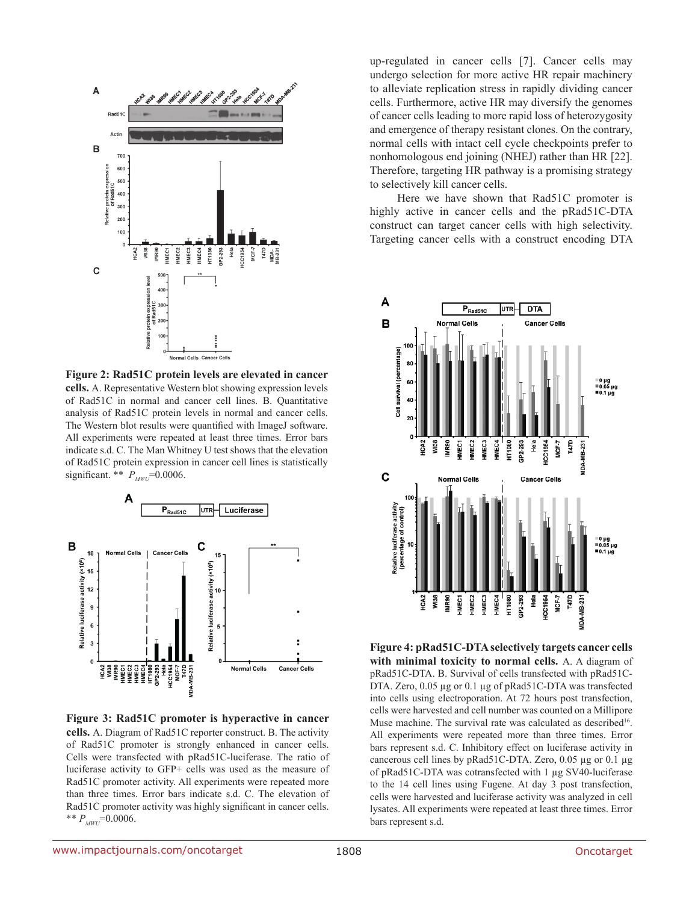**Figure 2: Rad51C protein levels are elevated in cancer cells.** A. Representative Western blot showing expression levels of Rad51C in normal and cancer cell lines. B. Quantitative analysis of Rad51C protein levels in normal and cancer cells. The Western blot results were quantified with ImageJ software. All experiments were repeated at least three times. Error bars indicate s.d. C. The Man Whitney U test shows that the elevation of Rad51C protein expression in cancer cell lines is statistically significant. ** $P_{MWU}$=0.0006.

**Figure 3: Rad51C promoter is hyperactive in cancer cells.** A. Diagram of Rad51C reporter construct. B. The activity of Rad51C promoter is strongly enhanced in cancer cells. Cells were transfected with pRad51C-luciferase. The ratio of luciferase activity to GFP+ cells was used as the measure of Rad51C promoter activity. All experiments were repeated more than three times. Error bars indicate s.d. C. The elevation of Rad51C promoter activity was highly significant in cancer cells. ** $P_{MWU}$=0.0006.

up-regulated in cancer cells [7]. Cancer cells may undergo selection for more active HR repair machinery to alleviate replication stress in rapidly dividing cancer cells. Furthermore, active HR may diversify the genomes of cancer cells leading to more rapid loss of heterozygosity and emergence of therapy resistant clones. On the contrary, normal cells with intact cell cycle checkpoints prefer to nonhomologous end joining (NHEJ) rather than HR [22]. Therefore, targeting HR pathway is a promising strategy to selectively kill cancer cells.

Here we have shown that Rad51C promoter is highly active in cancer cells and the pRad51C-DTA construct can target cancer cells with high selectivity. Targeting cancer cells with a construct encoding DTA

**Figure 4: pRad51C-DTA selectively targets cancer cells with minimal toxicity to normal cells.** A. A diagram of pRad51C-DTA. B. Survival of cells transfected with pRad51C-DTA. Zero, 0.05 µg or 0.1 µg of pRad51C-DTA was transfected into cells using electroporation. At 72 hours post transfection, cells were harvested and cell number was counted on a Millipore Muse machine. The survival rate was calculated as described[16]. All experiments were repeated more than three times. Error bars represent s.d. C. Inhibitory effect on luciferase activity in cancerous cell lines by pRad51C-DTA. Zero, 0.05 µg or 0.1 µg of pRad51C-DTA was cotransfected with 1 µg SV40-luciferase to the 14 cell lines using Fugene. At day 3 post transfection, cells were harvested and luciferase activity was analyzed in cell lysates. All experiments were repeated at least three times. Error bars represent s.d.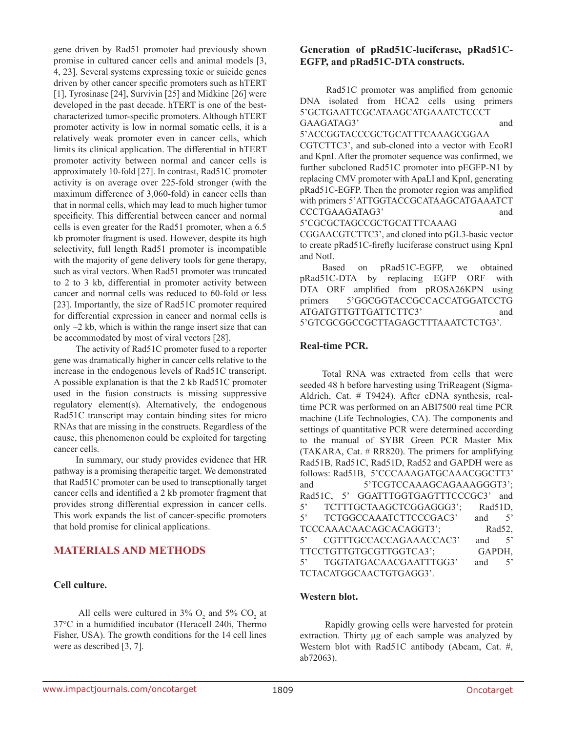gene driven by Rad51 promoter had previously shown promise in cultured cancer cells and animal models [3, 4, 23]. Several systems expressing toxic or suicide genes driven by other cancer specific promoters such as hTERT [1], Tyrosinase [24], Survivin [25] and Midkine [26] were developed in the past decade. hTERT is one of the best-characterized tumor-specific promoters. Although hTERT promoter activity is low in normal somatic cells, it is a relatively weak promoter even in cancer cells, which limits its clinical application. The differential in hTERT promoter activity between normal and cancer cells is approximately 10-fold [27]. In contrast, Rad51C promoter activity is on average over 225-fold stronger (with the maximum difference of 3,060-fold) in cancer cells than that in normal cells, which may lead to much higher tumor specificity. This differential between cancer and normal cells is even greater for the Rad51 promoter, when a 6.5 kb promoter fragment is used. However, despite its high selectivity, full length Rad51 promoter is incompatible with the majority of gene delivery tools for gene therapy, such as viral vectors. When Rad51 promoter was truncated to 2 to 3 kb, differential in promoter activity between cancer and normal cells was reduced to 60-fold or less [23]. Importantly, the size of Rad51C promoter required for differential expression in cancer and normal cells is only ~2 kb, which is within the range insert size that can be accommodated by most of viral vectors [28].

The activity of Rad51C promoter fused to a reporter gene was dramatically higher in cancer cells relative to the increase in the endogenous levels of Rad51C transcript. A possible explanation is that the 2 kb Rad51C promoter used in the fusion constructs is missing suppressive regulatory element(s). Alternatively, the endogenous Rad51C transcript may contain binding sites for micro RNAs that are missing in the constructs. Regardless of the cause, this phenomenon could be exploited for targeting cancer cells.

In summary, our study provides evidence that HR pathway is a promising therapeitic target. We demonstrated that Rad51C promoter can be used to transcptionally target cancer cells and identified a 2 kb promoter fragment that provides strong differential expression in cancer cells. This work expands the list of cancer-specific promoters that hold promise for clinical applications.

## MATERIALS AND METHODS

### Cell culture.

All cells were cultured in 3% $O_2$ and 5% $CO_2$ at 37°C in a humidified incubator (Heracell 240i, Thermo Fisher, USA). The growth conditions for the 14 cell lines were as described [3, 7].

### Generation of pRad51C-luciferase, pRad51C-EGFP, and pRad51C-DTA constructs.

Rad51C promoter was amplified from genomic DNA isolated from HCA2 cells using primers 5’GCTGAATTCGCATAAGCATGAAATCTCCCT GAAGATAG3’ and 5’ACCGGTACCCGCTGCATTTCAAAGCGGAA CGTCTTC3’, and sub-cloned into a vector with EcoRI and KpnI. After the promoter sequence was confirmed, we further subcloned Rad51C promoter into pEGFP-N1 by replacing CMV promoter with ApaLI and KpnI, generating pRad51C-EGFP. Then the promoter region was amplified with primers 5’ATTGGTACCGCATAAGCATGAAATCT CCCTGAAGATAG3’ and 5’CGCGCTAGCCGCTGCATTTCAAAG CGGAACGTCTTC3’, and cloned into pGL3-basic vector to create pRad51C-firefly luciferase construct using KpnI and NotI.

Based on pRad51C-EGFP, we obtained pRad51C-DTA by replacing EGFP ORF with DTA ORF amplified from pROSA26KPN using primers 5’GGCGGTACCGCCACCATGGATCCTG ATGATGTTGTTGATTCTTC3’ and 5’GTCGCGGCCGCTTAGAGCTTTAAATCTCTG3’.

### Real-time PCR.

Total RNA was extracted from cells that were seeded 48 h before harvesting using TriReagent (Sigma-Aldrich, Cat. # T9424). After cDNA synthesis, real-time PCR was performed on an ABI7500 real time PCR machine (Life Technologies, CA). The components and settings of quantitative PCR were determined according to the manual of SYBR Green PCR Master Mix (TAKARA, Cat. # RR820). The primers for amplifying Rad51B, Rad51C, Rad51D, Rad52 and GAPDH were as follows: Rad51B, 5’CCCAAAGATGCAAACGGCTT3’ and 5’TCGTCCAAAGCAGAAAGGGT3’; Rad51C, 5’ GGATTTGGTGAGTTTCCCGC3’ and 5’ TCTTTGCTAAGCTCGGAGGG3’; Rad51D, 5’ TCTGGCCAAATCTTCCCGAC3’ and 5’ TCCCAAACAACAGCACAGGT3’; Rad52, 5’ CGTTTGCCACCAGAAACCAC3’ and 5’ TTCCTGTTGTGCGTTGGTCA3’; GAPDH, 5’ TGGTATGACAACGAATTTGG3’ and 5’ TCTACATGGCAACTGTGAGG3’.

### Western blot.

Rapidly growing cells were harvested for protein extraction. Thirty μg of each sample was analyzed by Western blot with Rad51C antibody (Abcam, Cat. #, ab72063).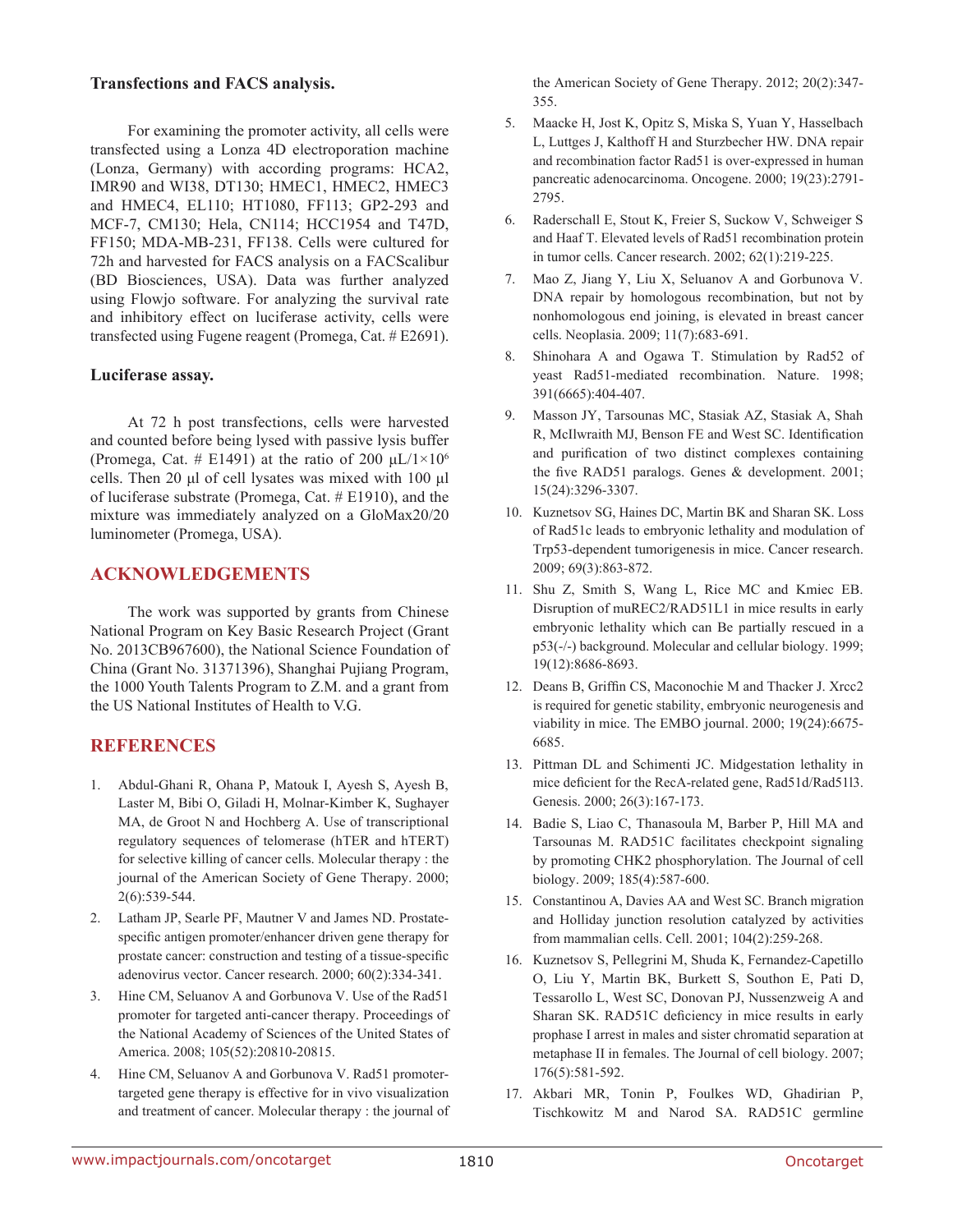**Transfections and FACS analysis.**

For examining the promoter activity, all cells were transfected using a Lonza 4D electroporation machine (Lonza, Germany) with according programs: HCA2, IMR90 and WI38, DT130; HMEC1, HMEC2, HMEC3 and HMEC4, EL110; HT1080, FF113; GP2-293 and MCF-7, CM130; Hela, CN114; HCC1954 and T47D, FF150; MDA-MB-231, FF138. Cells were cultured for 72h and harvested for FACS analysis on a FACScalibur (BD Biosciences, USA). Data was further analyzed using Flowjo software. For analyzing the survival rate and inhibitory effect on luciferase activity, cells were transfected using Fugene reagent (Promega, Cat. # E2691).

**Luciferase assay.**

At 72 h post transfections, cells were harvested and counted before being lysed with passive lysis buffer (Promega, Cat. # E1491) at the ratio of 200 μL/$1 \times 10^6$ cells. Then 20 μl of cell lysates was mixed with 100 μl of luciferase substrate (Promega, Cat. # E1910), and the mixture was immediately analyzed on a GloMax20/20 luminometer (Promega, USA).

## ACKNOWLEDGEMENTS

The work was supported by grants from Chinese National Program on Key Basic Research Project (Grant No. 2013CB967600), the National Science Foundation of China (Grant No. 31371396), Shanghai Pujiang Program, the 1000 Youth Talents Program to Z.M. and a grant from the US National Institutes of Health to V.G.

## REFERENCES

1. Abdul-Ghani R, Ohana P, Matouk I, Ayesh S, Ayesh B, Laster M, Bibi O, Giladi H, Molnar-Kimber K, Sughayer MA, de Groot N and Hochberg A. Use of transcriptional regulatory sequences of telomerase (hTER and hTERT) for selective killing of cancer cells. Molecular therapy : the journal of the American Society of Gene Therapy. 2000; 2(6):539-544.
2. Latham JP, Searle PF, Mautner V and James ND. Prostate-specific antigen promoter/enhancer driven gene therapy for prostate cancer: construction and testing of a tissue-specific adenovirus vector. Cancer research. 2000; 60(2):334-341.
3. Hine CM, Seluanov A and Gorbunova V. Use of the Rad51 promoter for targeted anti-cancer therapy. Proceedings of the National Academy of Sciences of the United States of America. 2008; 105(52):20810-20815.
4. Hine CM, Seluanov A and Gorbunova V. Rad51 promoter-targeted gene therapy is effective for in vivo visualization and treatment of cancer. Molecular therapy : the journal of the American Society of Gene Therapy. 2012; 20(2):347-355.
5. Maacke H, Jost K, Opitz S, Miska S, Yuan Y, Hasselbach L, Luttges J, Kalthoff H and Sturzbecher HW. DNA repair and recombination factor Rad51 is over-expressed in human pancreatic adenocarcinoma. Oncogene. 2000; 19(23):2791-2795.
6. Raderschall E, Stout K, Freier S, Suckow V, Schweiger S and Haaf T. Elevated levels of Rad51 recombination protein in tumor cells. Cancer research. 2002; 62(1):219-225.
7. Mao Z, Jiang Y, Liu X, Seluanov A and Gorbunova V. DNA repair by homologous recombination, but not by nonhomologous end joining, is elevated in breast cancer cells. Neoplasia. 2009; 11(7):683-691.
8. Shinohara A and Ogawa T. Stimulation by Rad52 of yeast Rad51-mediated recombination. Nature. 1998; 391(6665):404-407.
9. Masson JY, Tarsounas MC, Stasiak AZ, Stasiak A, Shah R, McIlwraith MJ, Benson FE and West SC. Identification and purification of two distinct complexes containing the five RAD51 paralogs. Genes & development. 2001; 15(24):3296-3307.
10. Kuznetsov SG, Haines DC, Martin BK and Sharan SK. Loss of Rad51c leads to embryonic lethality and modulation of Trp53-dependent tumorigenesis in mice. Cancer research. 2009; 69(3):863-872.
11. Shu Z, Smith S, Wang L, Rice MC and Kmiec EB. Disruption of muREC2/RAD51L1 in mice results in early embryonic lethality which can Be partially rescued in a p53(-/-) background. Molecular and cellular biology. 1999; 19(12):8686-8693.
12. Deans B, Griffin CS, Maconochie M and Thacker J. Xrcc2 is required for genetic stability, embryonic neurogenesis and viability in mice. The EMBO journal. 2000; 19(24):6675-6685.
13. Pittman DL and Schimenti JC. Midgestation lethality in mice deficient for the RecA-related gene, Rad51d/Rad51l3. Genesis. 2000; 26(3):167-173.
14. Badie S, Liao C, Thanasoula M, Barber P, Hill MA and Tarsounas M. RAD51C facilitates checkpoint signaling by promoting CHK2 phosphorylation. The Journal of cell biology. 2009; 185(4):587-600.
15. Constantinou A, Davies AA and West SC. Branch migration and Holliday junction resolution catalyzed by activities from mammalian cells. Cell. 2001; 104(2):259-268.
16. Kuznetsov S, Pellegrini M, Shuda K, Fernandez-Capetillo O, Liu Y, Martin BK, Burkett S, Southon E, Pati D, Tessarollo L, West SC, Donovan PJ, Nussenzweig A and Sharan SK. RAD51C deficiency in mice results in early prophase I arrest in males and sister chromatid separation at metaphase II in females. The Journal of cell biology. 2007; 176(5):581-592.
17. Akbari MR, Tonin P, Foulkes WD, Ghadirian P, Tischkowitz M and Narod SA. RAD51C germline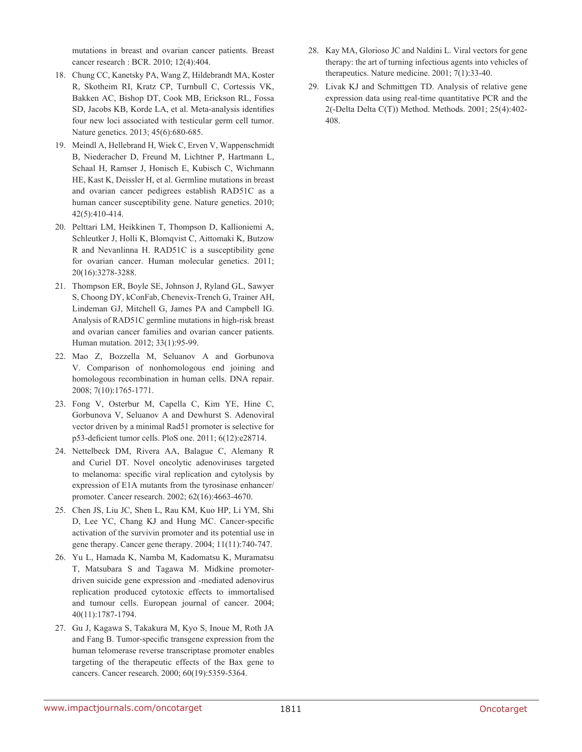mutations in breast and ovarian cancer patients. Breast cancer research : BCR. 2010; 12(4):404.

18. Chung CC, Kanetsky PA, Wang Z, Hildebrandt MA, Koster R, Skotheim RI, Kratz CP, Turnbull C, Cortessis VK, Bakken AC, Bishop DT, Cook MB, Erickson RL, Fossa SD, Jacobs KB, Korde LA, et al. Meta-analysis identifies four new loci associated with testicular germ cell tumor. Nature genetics. 2013; 45(6):680-685.
19. Meindl A, Hellebrand H, Wiek C, Erven V, Wappenschmidt B, Niederacher D, Freund M, Lichtner P, Hartmann L, Schaal H, Ramser J, Honisch E, Kubisch C, Wichmann HE, Kast K, Deissler H, et al. Germline mutations in breast and ovarian cancer pedigrees establish RAD51C as a human cancer susceptibility gene. Nature genetics. 2010; 42(5):410-414.
20. Pelttari LM, Heikkinen T, Thompson D, Kallioniemi A, Schleutker J, Holli K, Blomqvist C, Aittomaki K, Butzow R and Nevanlinna H. RAD51C is a susceptibility gene for ovarian cancer. Human molecular genetics. 2011; 20(16):3278-3288.
21. Thompson ER, Boyle SE, Johnson J, Ryland GL, Sawyer S, Choong DY, kConFab, Chenevix-Trench G, Trainer AH, Lindeman GJ, Mitchell G, James PA and Campbell IG. Analysis of RAD51C germline mutations in high-risk breast and ovarian cancer families and ovarian cancer patients. Human mutation. 2012; 33(1):95-99.
22. Mao Z, Bozzella M, Seluanov A and Gorbunova V. Comparison of nonhomologous end joining and homologous recombination in human cells. DNA repair. 2008; 7(10):1765-1771.
23. Fong V, Osterbur M, Capella C, Kim YE, Hine C, Gorbunova V, Seluanov A and Dewhurst S. Adenoviral vector driven by a minimal Rad51 promoter is selective for p53-deficient tumor cells. PloS one. 2011; 6(12):e28714.
24. Nettelbeck DM, Rivera AA, Balague C, Alemany R and Curiel DT. Novel oncolytic adenoviruses targeted to melanoma: specific viral replication and cytolysis by expression of E1A mutants from the tyrosinase enhancer/promoter. Cancer research. 2002; 62(16):4663-4670.
25. Chen JS, Liu JC, Shen L, Rau KM, Kuo HP, Li YM, Shi D, Lee YC, Chang KJ and Hung MC. Cancer-specific activation of the survivin promoter and its potential use in gene therapy. Cancer gene therapy. 2004; 11(11):740-747.
26. Yu L, Hamada K, Namba M, Kadomatsu K, Muramatsu T, Matsubara S and Tagawa M. Midkine promoter-driven suicide gene expression and -mediated adenovirus replication produced cytotoxic effects to immortalised and tumour cells. European journal of cancer. 2004; 40(11):1787-1794.
27. Gu J, Kagawa S, Takakura M, Kyo S, Inoue M, Roth JA and Fang B. Tumor-specific transgene expression from the human telomerase reverse transcriptase promoter enables targeting of the therapeutic effects of the Bax gene to cancers. Cancer research. 2000; 60(19):5359-5364.
28. Kay MA, Glorioso JC and Naldini L. Viral vectors for gene therapy: the art of turning infectious agents into vehicles of therapeutics. Nature medicine. 2001; 7(1):33-40.
29. Livak KJ and Schmittgen TD. Analysis of relative gene expression data using real-time quantitative PCR and the 2(-Delta Delta C(T)) Method. Methods. 2001; 25(4):402-408.